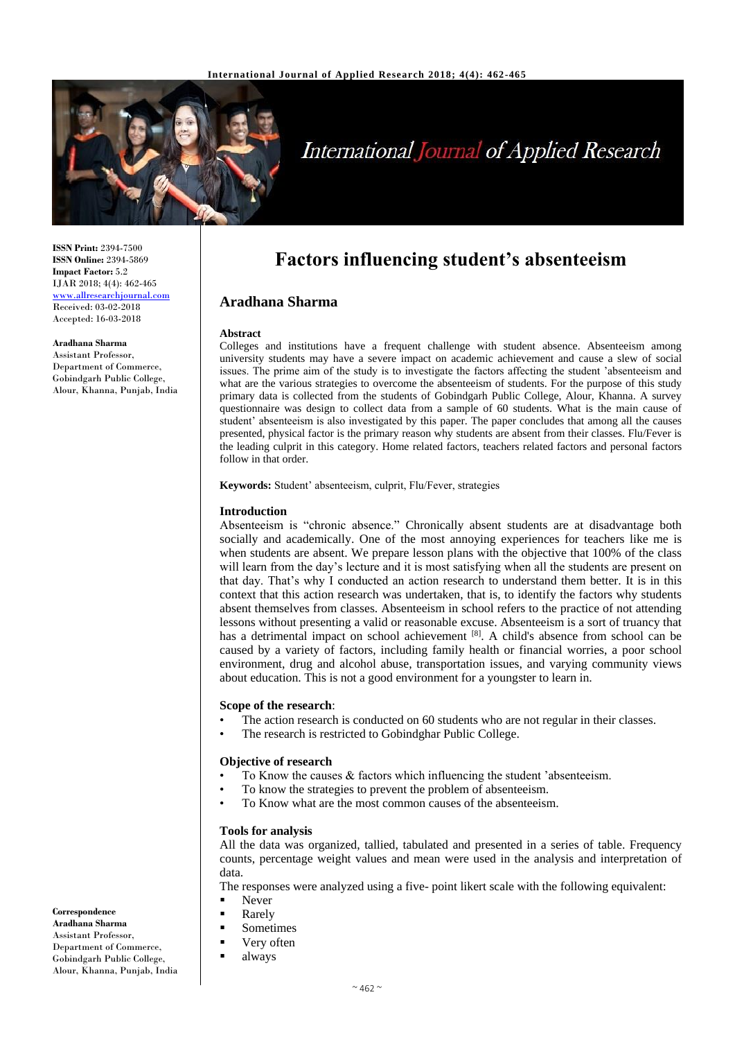**ISSN Print:** 2394-7500
**ISSN Online:** 2394-5869
**Impact Factor:** 5.2
IJAR 2018; 4(4): 462-465
www.allresearchjournal.com
Received: 03-02-2018
Accepted: 16-03-2018

**Aradhana Sharma**
Assistant Professor,
Department of Commerce,
Gobindgarh Public College,
Alour, Khanna, Punjab, India

**Correspondence**
**Aradhana Sharma**
Assistant Professor,
Department of Commerce,
Gobindgarh Public College,
Alour, Khanna, Punjab, India

# Factors influencing student's absenteeism

## Aradhana Sharma

### Abstract

Colleges and institutions have a frequent challenge with student absence. Absenteeism among university students may have a severe impact on academic achievement and cause a slew of social issues. The prime aim of the study is to investigate the factors affecting the student 'absenteeism and what are the various strategies to overcome the absenteeism of students. For the purpose of this study primary data is collected from the students of Gobindgarh Public College, Alour, Khanna. A survey questionnaire was design to collect data from a sample of 60 students. What is the main cause of student' absenteeism is also investigated by this paper. The paper concludes that among all the causes presented, physical factor is the primary reason why students are absent from their classes. Flu/Fever is the leading culprit in this category. Home related factors, teachers related factors and personal factors follow in that order.

**Keywords:** Student' absenteeism, culprit, Flu/Fever, strategies

### Introduction

Absenteeism is "chronic absence." Chronically absent students are at disadvantage both socially and academically. One of the most annoying experiences for teachers like me is when students are absent. We prepare lesson plans with the objective that 100% of the class will learn from the day's lecture and it is most satisfying when all the students are present on that day. That's why I conducted an action research to understand them better. It is in this context that this action research was undertaken, that is, to identify the factors why students absent themselves from classes. Absenteeism in school refers to the practice of not attending lessons without presenting a valid or reasonable excuse. Absenteeism is a sort of truancy that has a detrimental impact on school achievement [8]. A child's absence from school can be caused by a variety of factors, including family health or financial worries, a poor school environment, drug and alcohol abuse, transportation issues, and varying community views about education. This is not a good environment for a youngster to learn in.

### Scope of the research:

- The action research is conducted on 60 students who are not regular in their classes.
- The research is restricted to Gobindghar Public College.

### Objective of research

- To Know the causes & factors which influencing the student 'absenteeism.
- To know the strategies to prevent the problem of absenteeism.
- To Know what are the most common causes of the absenteeism.

### Tools for analysis

All the data was organized, tallied, tabulated and presented in a series of table. Frequency counts, percentage weight values and mean were used in the analysis and interpretation of data.

The responses were analyzed using a five- point likert scale with the following equivalent:

- Never
- Rarely
- Sometimes
- Very often
- always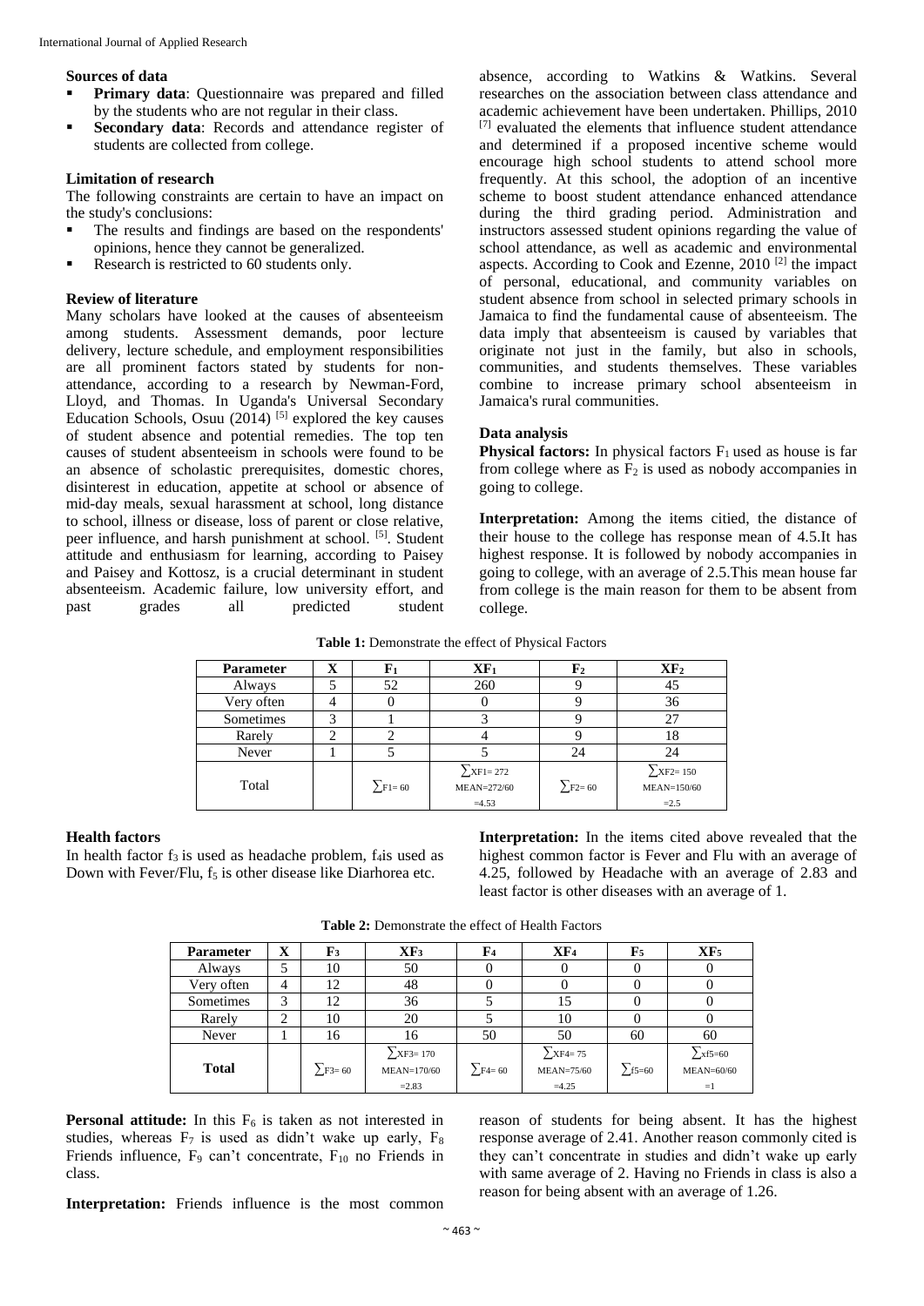### Sources of data

- **Primary data**: Questionnaire was prepared and filled by the students who are not regular in their class.
- **Secondary data**: Records and attendance register of students are collected from college.

### Limitation of research

The following constraints are certain to have an impact on the study's conclusions:

- The results and findings are based on the respondents' opinions, hence they cannot be generalized.
- Research is restricted to 60 students only.

### Review of literature

Many scholars have looked at the causes of absenteeism among students. Assessment demands, poor lecture delivery, lecture schedule, and employment responsibilities are all prominent factors stated by students for non-attendance, according to a research by Newman-Ford, Lloyd, and Thomas. In Uganda's Universal Secondary Education Schools, Osuu (2014) [5] explored the key causes of student absence and potential remedies. The top ten causes of student absenteeism in schools were found to be an absence of scholastic prerequisites, domestic chores, disinterest in education, appetite at school or absence of mid-day meals, sexual harassment at school, long distance to school, illness or disease, loss of parent or close relative, peer influence, and harsh punishment at school. [5]. Student attitude and enthusiasm for learning, according to Paisey and Paisey and Kottosz, is a crucial determinant in student absenteeism. Academic failure, low university effort, and past grades all predicted student absence, according to Watkins & Watkins. Several researches on the association between class attendance and academic achievement have been undertaken. Phillips, 2010 [7] evaluated the elements that influence student attendance and determined if a proposed incentive scheme would encourage high school students to attend school more frequently. At this school, the adoption of an incentive scheme to boost student attendance enhanced attendance during the third grading period. Administration and instructors assessed student opinions regarding the value of school attendance, as well as academic and environmental aspects. According to Cook and Ezenne, 2010 [2] the impact of personal, educational, and community variables on student absence from school in selected primary schools in Jamaica to find the fundamental cause of absenteeism. The data imply that absenteeism is caused by variables that originate not just in the family, but also in schools, communities, and students themselves. These variables combine to increase primary school absenteeism in Jamaica's rural communities.

### Data analysis

**Physical factors:** In physical factors $F_1$ used as house is far from college where as $F_2$ is used as nobody accompanies in going to college.

**Interpretation:** Among the items citied, the distance of their house to the college has response mean of 4.5.It has highest response. It is followed by nobody accompanies in going to college, with an average of 2.5.This mean house far from college is the main reason for them to be absent from college.

**Table 1:** Demonstrate the effect of Physical Factors

| Parameter | X | $F_1$ | $XF_1$ | $F_2$ | $XF_2$ |
|---|---|---|---|---|---|
| Always | 5 | 52 | 260 | 9 | 45 |
| Very often | 4 | 0 | 0 | 9 | 36 |
| Sometimes | 3 | 1 | 3 | 9 | 27 |
| Rarely | 2 | 2 | 4 | 9 | 18 |
| Never | 1 | 5 | 5 | 24 | 24 |
| Total | | $\sum F1= 60$ | $\sum XF1= 272$ MEAN=272/60 =4.53 | $\sum F2= 60$ | $\sum XF2= 150$ MEAN=150/60 =2.5 |

### Health factors

In health factor $f_3$ is used as headache problem, $f_4$is used as Down with Fever/Flu, $f_5$ is other disease like Diarhorea etc.

**Interpretation:** In the items cited above revealed that the highest common factor is Fever and Flu with an average of 4.25, followed by Headache with an average of 2.83 and least factor is other diseases with an average of 1.

**Table 2:** Demonstrate the effect of Health Factors

| Parameter | X | $F_3$ | $XF_3$ | $F_4$ | $XF_4$ | $F_5$ | $XF_5$ |
|---|---|---|---|---|---|---|---|
| Always | 5 | 10 | 50 | 0 | 0 | 0 | 0 |
| Very often | 4 | 12 | 48 | 0 | 0 | 0 | 0 |
| Sometimes | 3 | 12 | 36 | 5 | 15 | 0 | 0 |
| Rarely | 2 | 10 | 20 | 5 | 10 | 0 | 0 |
| Never | 1 | 16 | 16 | 50 | 50 | 60 | 60 |
| **Total** | | $\sum F3= 60$ | $\sum XF3= 170$ MEAN=170/60 =2.83 | $\sum F4= 60$ | $\sum XF4= 75$ MEAN=75/60 =4.25 | $\sum f5=60$ | $\sum xf5=60$ MEAN=60/60 =1 |

**Personal attitude:** In this $F_6$ is taken as not interested in studies, whereas $F_7$ is used as didn't wake up early, $F_8$ Friends influence, $F_9$ can't concentrate, $F_{10}$ no Friends in class.

**Interpretation:** Friends influence is the most common reason of students for being absent. It has the highest response average of 2.41. Another reason commonly cited is they can't concentrate in studies and didn't wake up early with same average of 2. Having no Friends in class is also a reason for being absent with an average of 1.26.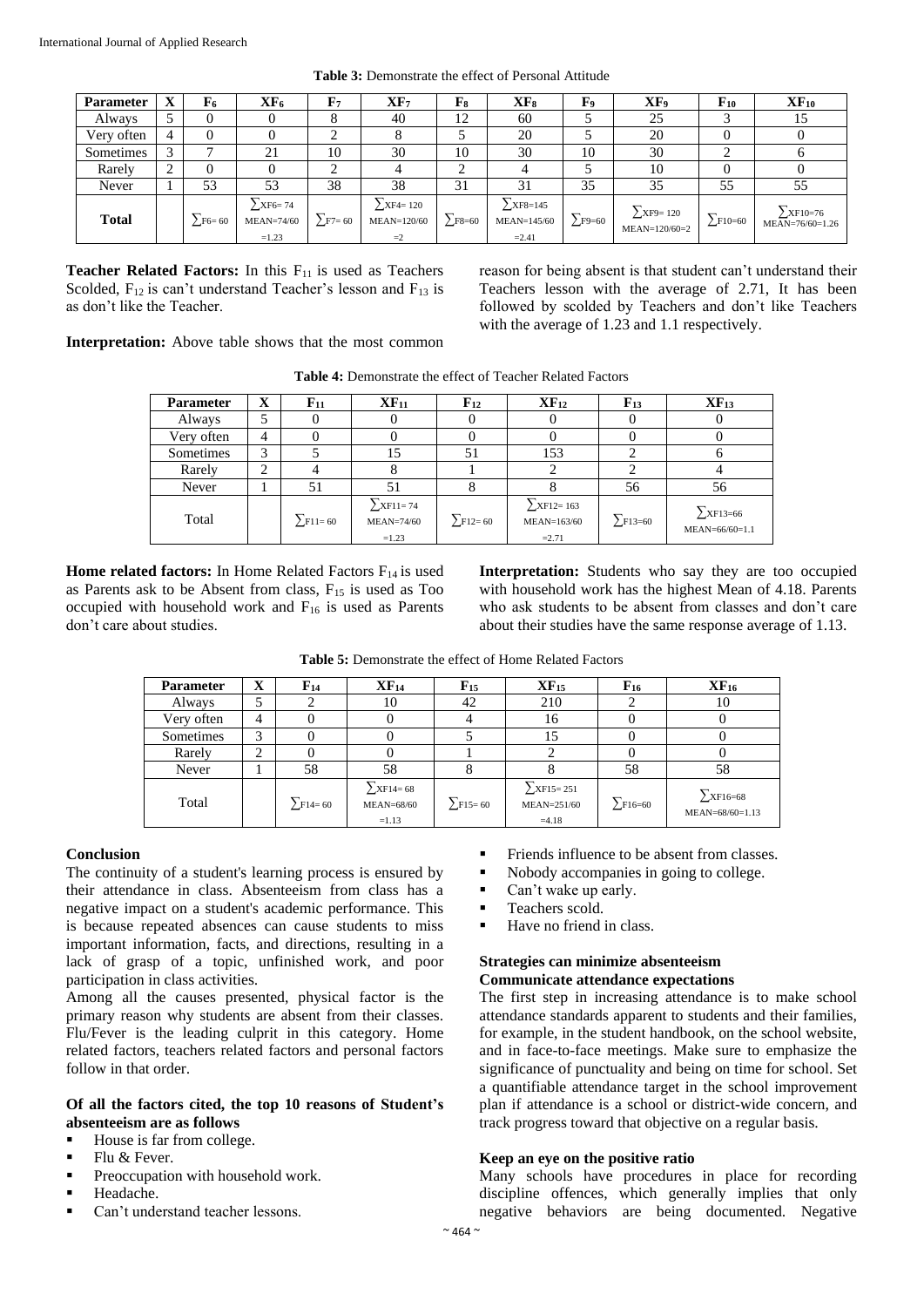**Table 3:** Demonstrate the effect of Personal Attitude

| Parameter | X | $F_6$ | $XF_6$ | $F_7$ | $XF_7$ | $F_8$ | $XF_8$ | $F_9$ | $XF_9$ | $F_{10}$ | $XF_{10}$ |
|---|---|---|---|---|---|---|---|---|---|---|---|
| Always | 5 | 0 | 0 | 8 | 40 | 12 | 60 | 5 | 25 | 3 | 15 |
| Very often | 4 | 0 | 0 | 2 | 8 | 5 | 20 | 5 | 20 | 0 | 0 |
| Sometimes | 3 | 7 | 21 | 10 | 30 | 10 | 30 | 10 | 30 | 2 | 6 |
| Rarely | 2 | 0 | 0 | 2 | 4 | 2 | 4 | 5 | 10 | 0 | 0 |
| Never | 1 | 53 | 53 | 38 | 38 | 31 | 31 | 35 | 35 | 55 | 55 |
| **Total** | | $\sum F6=60$ | $\sum XF6=74$ MEAN=74/60 =1.23 | $\sum F7=60$ | $\sum XF4=120$ MEAN=120/60 =2 | $\sum F8=60$ | $\sum XF8=145$ MEAN=145/60 =2.41 | $\sum F9=60$ | $\sum XF9=120$ MEAN=120/60=2 | $\sum F10=60$ | $\sum XF10=76$ MEAN=76/60=1.26 |

**Teacher Related Factors:** In this $F_{11}$ is used as Teachers Scolded, $F_{12}$ is can't understand Teacher's lesson and $F_{13}$ is as don't like the Teacher.

**Interpretation:** Above table shows that the most common reason for being absent is that student can't understand their Teachers lesson with the average of 2.71, It has been followed by scolded by Teachers and don't like Teachers with the average of 1.23 and 1.1 respectively.

**Table 4:** Demonstrate the effect of Teacher Related Factors

| Parameter | X | $F_{11}$ | $XF_{11}$ | $F_{12}$ | $XF_{12}$ | $F_{13}$ | $XF_{13}$ |
|---|---|---|---|---|---|---|---|
| Always | 5 | 0 | 0 | 0 | 0 | 0 | 0 |
| Very often | 4 | 0 | 0 | 0 | 0 | 0 | 0 |
| Sometimes | 3 | 5 | 15 | 51 | 153 | 2 | 6 |
| Rarely | 2 | 4 | 8 | 1 | 2 | 2 | 4 |
| Never | 1 | 51 | 51 | 8 | 8 | 56 | 56 |
| Total | | $\sum F11=60$ | $\sum XF11=74$ MEAN=74/60 =1.23 | $\sum F12=60$ | $\sum XF12=163$ MEAN=163/60 =2.71 | $\sum F13=60$ | $\sum XF13=66$ MEAN=66/60=1.1 |

**Home related factors:** In Home Related Factors $F_{14}$ is used as Parents ask to be Absent from class, $F_{15}$ is used as Too occupied with household work and $F_{16}$ is used as Parents don't care about studies.

**Interpretation:** Students who say they are too occupied with household work has the highest Mean of 4.18. Parents who ask students to be absent from classes and don't care about their studies have the same response average of 1.13.

**Table 5:** Demonstrate the effect of Home Related Factors

| Parameter | X | $F_{14}$ | $XF_{14}$ | $F_{15}$ | $XF_{15}$ | $F_{16}$ | $XF_{16}$ |
|---|---|---|---|---|---|---|---|
| Always | 5 | 2 | 10 | 42 | 210 | 2 | 10 |
| Very often | 4 | 0 | 0 | 4 | 16 | 0 | 0 |
| Sometimes | 3 | 0 | 0 | 5 | 15 | 0 | 0 |
| Rarely | 2 | 0 | 0 | 1 | 2 | 0 | 0 |
| Never | 1 | 58 | 58 | 8 | 8 | 58 | 58 |
| Total | | $\sum F14=60$ | $\sum XF14=68$ MEAN=68/60 =1.13 | $\sum F15=60$ | $\sum XF15=251$ MEAN=251/60 =4.18 | $\sum F16=60$ | $\sum XF16=68$ MEAN=68/60=1.13 |

## Conclusion

The continuity of a student's learning process is ensured by their attendance in class. Absenteeism from class has a negative impact on a student's academic performance. This is because repeated absences can cause students to miss important information, facts, and directions, resulting in a lack of grasp of a topic, unfinished work, and poor participation in class activities.

Among all the causes presented, physical factor is the primary reason why students are absent from their classes. Flu/Fever is the leading culprit in this category. Home related factors, teachers related factors and personal factors follow in that order.

### Of all the factors cited, the top 10 reasons of Student's absenteeism are as follows

- House is far from college.
- Flu & Fever.
- Preoccupation with household work.
- Headache.
- Can't understand teacher lessons.
- Friends influence to be absent from classes.
- Nobody accompanies in going to college.
- Can't wake up early.
- Teachers scold.
- Have no friend in class.

### Strategies can minimize absenteeism

### Communicate attendance expectations

The first step in increasing attendance is to make school attendance standards apparent to students and their families, for example, in the student handbook, on the school website, and in face-to-face meetings. Make sure to emphasize the significance of punctuality and being on time for school. Set a quantifiable attendance target in the school improvement plan if attendance is a school or district-wide concern, and track progress toward that objective on a regular basis.

### Keep an eye on the positive ratio

Many schools have procedures in place for recording discipline offences, which generally implies that only negative behaviors are being documented. Negative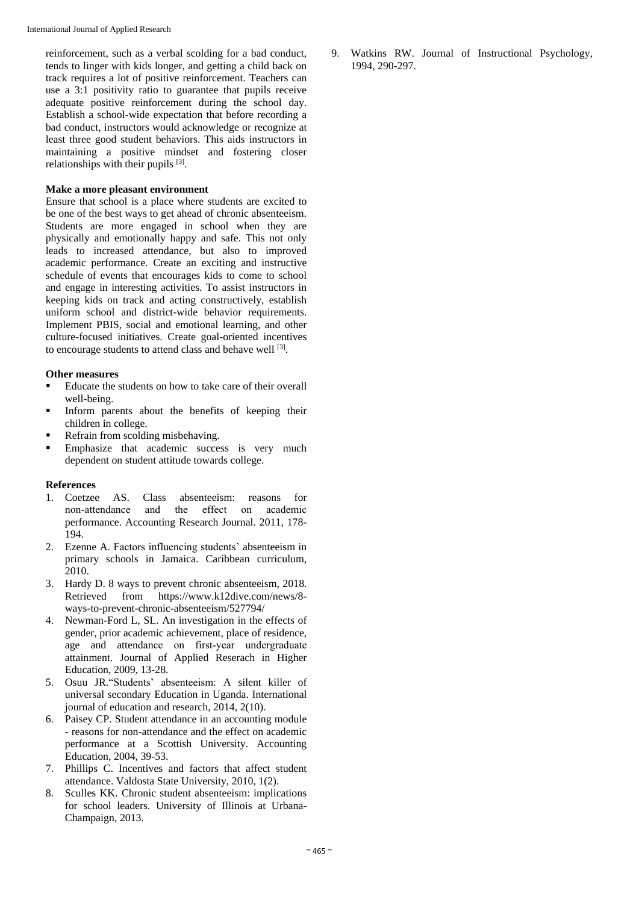reinforcement, such as a verbal scolding for a bad conduct, tends to linger with kids longer, and getting a child back on track requires a lot of positive reinforcement. Teachers can use a 3:1 positivity ratio to guarantee that pupils receive adequate positive reinforcement during the school day. Establish a school-wide expectation that before recording a bad conduct, instructors would acknowledge or recognize at least three good student behaviors. This aids instructors in maintaining a positive mindset and fostering closer relationships with their pupils [3].

**Make a more pleasant environment**

Ensure that school is a place where students are excited to be one of the best ways to get ahead of chronic absenteeism. Students are more engaged in school when they are physically and emotionally happy and safe. This not only leads to increased attendance, but also to improved academic performance. Create an exciting and instructive schedule of events that encourages kids to come to school and engage in interesting activities. To assist instructors in keeping kids on track and acting constructively, establish uniform school and district-wide behavior requirements. Implement PBIS, social and emotional learning, and other culture-focused initiatives. Create goal-oriented incentives to encourage students to attend class and behave well [3].

**Other measures**

- Educate the students on how to take care of their overall well-being.
- Inform parents about the benefits of keeping their children in college.
- Refrain from scolding misbehaving.
- Emphasize that academic success is very much dependent on student attitude towards college.

**References**

1. Coetzee AS. Class absenteeism: reasons for non-attendance and the effect on academic performance. Accounting Research Journal. 2011, 178-194.
2. Ezenne A. Factors influencing students' absenteeism in primary schools in Jamaica. Caribbean curriculum, 2010.
3. Hardy D. 8 ways to prevent chronic absenteeism, 2018. Retrieved from https://www.k12dive.com/news/8-ways-to-prevent-chronic-absenteeism/527794/
4. Newman-Ford L, SL. An investigation in the effects of gender, prior academic achievement, place of residence, age and attendance on first-year undergraduate attainment. Journal of Applied Reserach in Higher Education, 2009, 13-28.
5. Osuu JR."Students' absenteeism: A silent killer of universal secondary Education in Uganda. International journal of education and research, 2014, 2(10).
6. Paisey CP. Student attendance in an accounting module - reasons for non-attendance and the effect on academic performance at a Scottish University. Accounting Education, 2004, 39-53.
7. Phillips C. Incentives and factors that affect student attendance. Valdosta State University, 2010, 1(2).
8. Sculles KK. Chronic student absenteeism: implications for school leaders. University of Illinois at Urbana-Champaign, 2013.
9. Watkins RW. Journal of Instructional Psychology, 1994, 290-297.